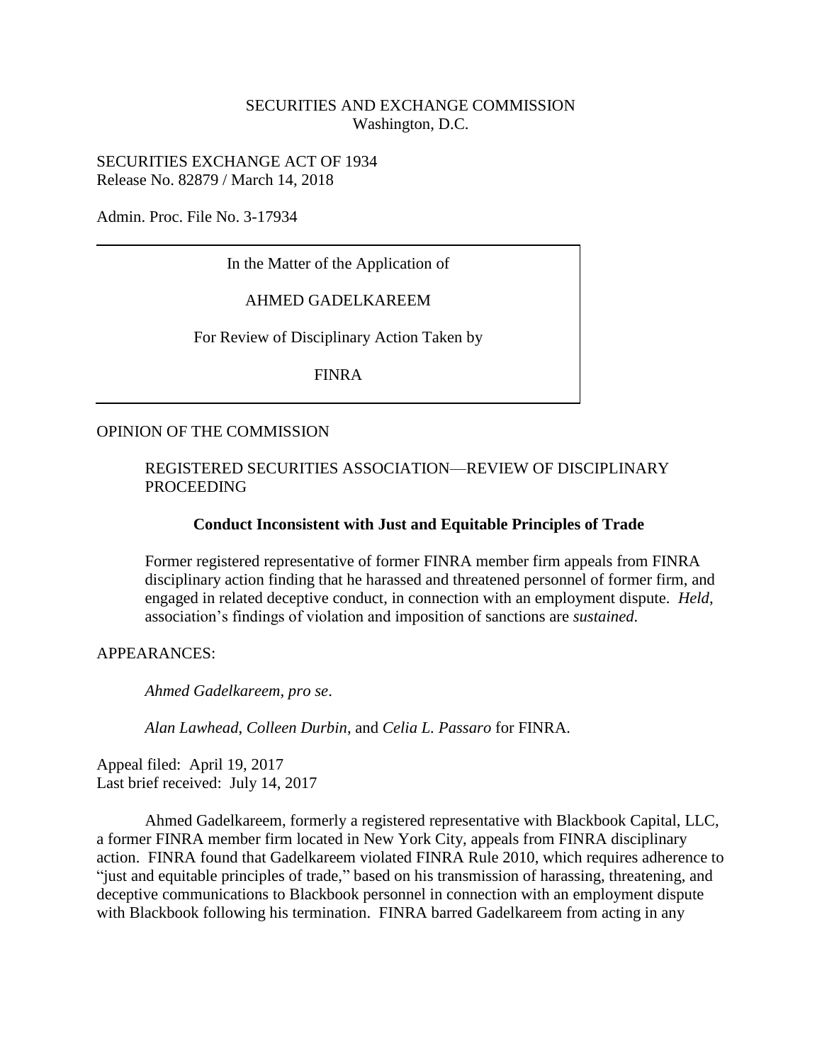SECURITIES AND EXCHANGE COMMISSION
Washington, D.C.

SECURITIES EXCHANGE ACT OF 1934
Release No. 82879 / March 14, 2018

Admin. Proc. File No. 3-17934

In the Matter of the Application of

AHMED GADELKAREEM

For Review of Disciplinary Action Taken by

FINRA

OPINION OF THE COMMISSION

REGISTERED SECURITIES ASSOCIATION—REVIEW OF DISCIPLINARY PROCEEDING

**Conduct Inconsistent with Just and Equitable Principles of Trade**

Former registered representative of former FINRA member firm appeals from FINRA disciplinary action finding that he harassed and threatened personnel of former firm, and engaged in related deceptive conduct, in connection with an employment dispute. *Held*, association's findings of violation and imposition of sanctions are *sustained*.

APPEARANCES:

*Ahmed Gadelkareem*, *pro se*.

*Alan Lawhead*, *Colleen Durbin*, and *Celia L. Passaro* for FINRA.

Appeal filed: April 19, 2017
Last brief received: July 14, 2017

Ahmed Gadelkareem, formerly a registered representative with Blackbook Capital, LLC, a former FINRA member firm located in New York City, appeals from FINRA disciplinary action. FINRA found that Gadelkareem violated FINRA Rule 2010, which requires adherence to "just and equitable principles of trade," based on his transmission of harassing, threatening, and deceptive communications to Blackbook personnel in connection with an employment dispute with Blackbook following his termination. FINRA barred Gadelkareem from acting in any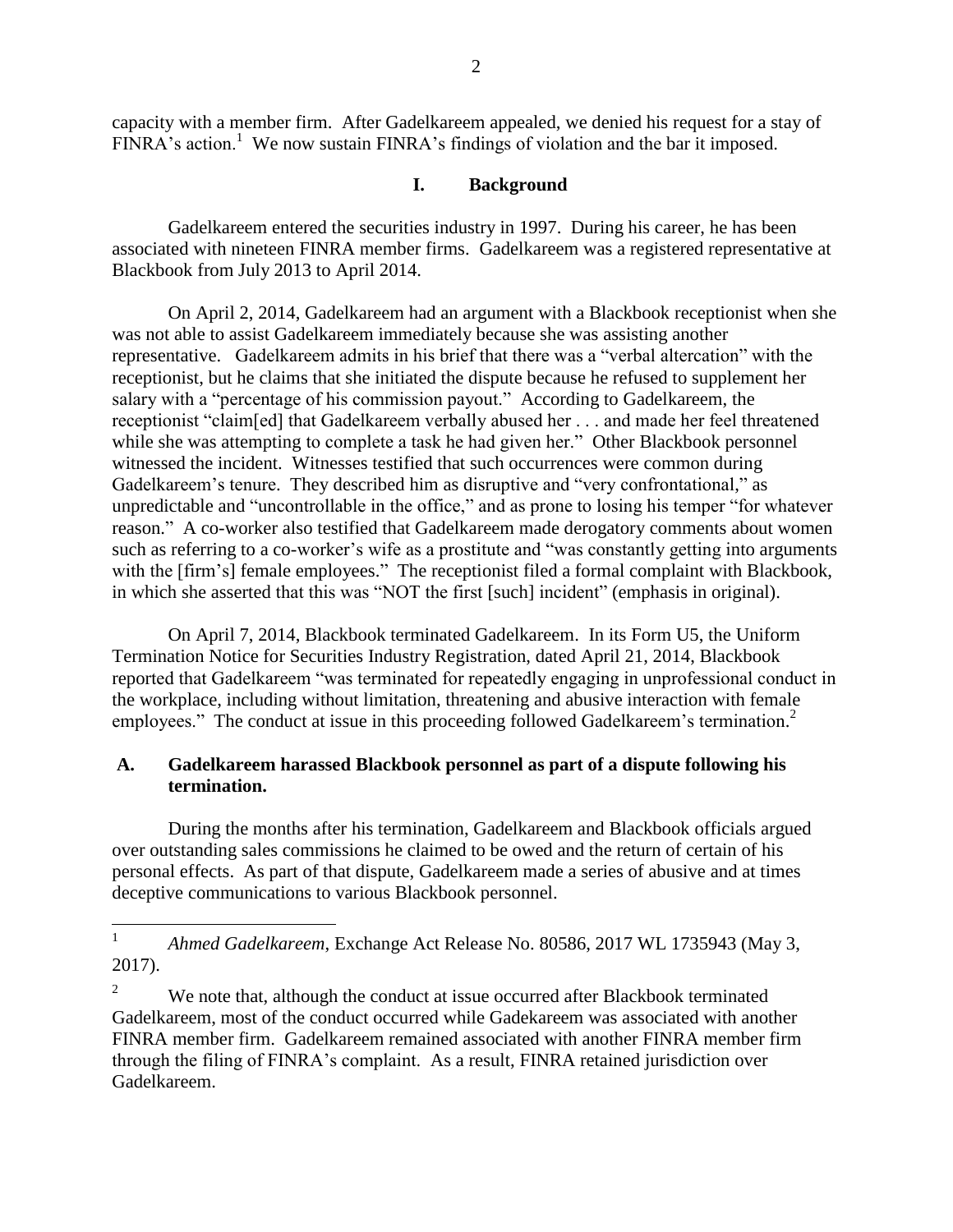capacity with a member firm. After Gadelkareem appealed, we denied his request for a stay of FINRA's action.[1] We now sustain FINRA's findings of violation and the bar it imposed.

## I. Background

Gadelkareem entered the securities industry in 1997. During his career, he has been associated with nineteen FINRA member firms. Gadelkareem was a registered representative at Blackbook from July 2013 to April 2014.

On April 2, 2014, Gadelkareem had an argument with a Blackbook receptionist when she was not able to assist Gadelkareem immediately because she was assisting another representative. Gadelkareem admits in his brief that there was a "verbal altercation" with the receptionist, but he claims that she initiated the dispute because he refused to supplement her salary with a "percentage of his commission payout." According to Gadelkareem, the receptionist "claim[ed] that Gadelkareem verbally abused her . . . and made her feel threatened while she was attempting to complete a task he had given her." Other Blackbook personnel witnessed the incident. Witnesses testified that such occurrences were common during Gadelkareem's tenure. They described him as disruptive and "very confrontational," as unpredictable and "uncontrollable in the office," and as prone to losing his temper "for whatever reason." A co-worker also testified that Gadelkareem made derogatory comments about women such as referring to a co-worker's wife as a prostitute and "was constantly getting into arguments with the [firm's] female employees." The receptionist filed a formal complaint with Blackbook, in which she asserted that this was "NOT the first [such] incident" (emphasis in original).

On April 7, 2014, Blackbook terminated Gadelkareem. In its Form U5, the Uniform Termination Notice for Securities Industry Registration, dated April 21, 2014, Blackbook reported that Gadelkareem "was terminated for repeatedly engaging in unprofessional conduct in the workplace, including without limitation, threatening and abusive interaction with female employees." The conduct at issue in this proceeding followed Gadelkareem's termination.[2]

### A. Gadelkareem harassed Blackbook personnel as part of a dispute following his termination.

During the months after his termination, Gadelkareem and Blackbook officials argued over outstanding sales commissions he claimed to be owed and the return of certain of his personal effects. As part of that dispute, Gadelkareem made a series of abusive and at times deceptive communications to various Blackbook personnel.

---

[1] *Ahmed Gadelkareem*, Exchange Act Release No. 80586, 2017 WL 1735943 (May 3, 2017).

[2] We note that, although the conduct at issue occurred after Blackbook terminated Gadelkareem, most of the conduct occurred while Gadekareem was associated with another FINRA member firm. Gadelkareem remained associated with another FINRA member firm through the filing of FINRA's complaint. As a result, FINRA retained jurisdiction over Gadelkareem.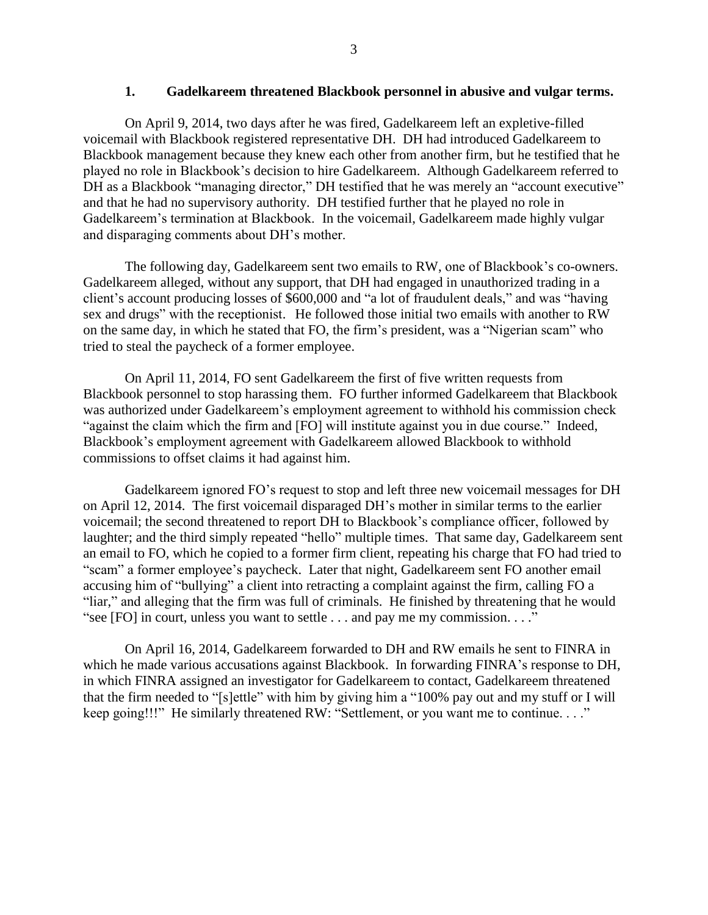### 1. Gadelkareem threatened Blackbook personnel in abusive and vulgar terms.

On April 9, 2014, two days after he was fired, Gadelkareem left an expletive-filled voicemail with Blackbook registered representative DH. DH had introduced Gadelkareem to Blackbook management because they knew each other from another firm, but he testified that he played no role in Blackbook's decision to hire Gadelkareem. Although Gadelkareem referred to DH as a Blackbook "managing director," DH testified that he was merely an "account executive" and that he had no supervisory authority. DH testified further that he played no role in Gadelkareem's termination at Blackbook. In the voicemail, Gadelkareem made highly vulgar and disparaging comments about DH's mother.

The following day, Gadelkareem sent two emails to RW, one of Blackbook's co-owners. Gadelkareem alleged, without any support, that DH had engaged in unauthorized trading in a client's account producing losses of $600,000 and "a lot of fraudulent deals," and was "having sex and drugs" with the receptionist. He followed those initial two emails with another to RW on the same day, in which he stated that FO, the firm's president, was a "Nigerian scam" who tried to steal the paycheck of a former employee.

On April 11, 2014, FO sent Gadelkareem the first of five written requests from Blackbook personnel to stop harassing them. FO further informed Gadelkareem that Blackbook was authorized under Gadelkareem's employment agreement to withhold his commission check "against the claim which the firm and [FO] will institute against you in due course." Indeed, Blackbook's employment agreement with Gadelkareem allowed Blackbook to withhold commissions to offset claims it had against him.

Gadelkareem ignored FO's request to stop and left three new voicemail messages for DH on April 12, 2014. The first voicemail disparaged DH's mother in similar terms to the earlier voicemail; the second threatened to report DH to Blackbook's compliance officer, followed by laughter; and the third simply repeated "hello" multiple times. That same day, Gadelkareem sent an email to FO, which he copied to a former firm client, repeating his charge that FO had tried to "scam" a former employee's paycheck. Later that night, Gadelkareem sent FO another email accusing him of "bullying" a client into retracting a complaint against the firm, calling FO a "liar," and alleging that the firm was full of criminals. He finished by threatening that he would "see [FO] in court, unless you want to settle . . . and pay me my commission. . . ."

On April 16, 2014, Gadelkareem forwarded to DH and RW emails he sent to FINRA in which he made various accusations against Blackbook. In forwarding FINRA's response to DH, in which FINRA assigned an investigator for Gadelkareem to contact, Gadelkareem threatened that the firm needed to "[s]ettle" with him by giving him a "100% pay out and my stuff or I will keep going!!!" He similarly threatened RW: "Settlement, or you want me to continue. . . ."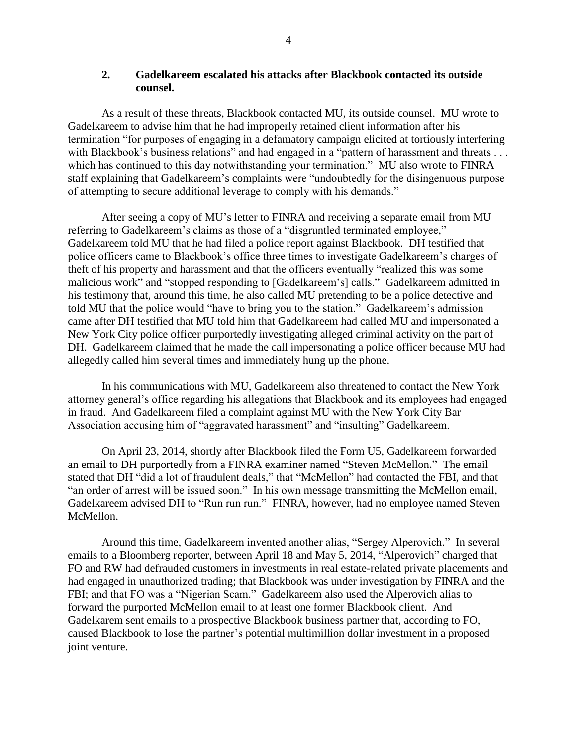### 2. Gadelkareem escalated his attacks after Blackbook contacted its outside counsel.

As a result of these threats, Blackbook contacted MU, its outside counsel. MU wrote to Gadelkareem to advise him that he had improperly retained client information after his termination "for purposes of engaging in a defamatory campaign elicited at tortiously interfering with Blackbook's business relations" and had engaged in a "pattern of harassment and threats . . . which has continued to this day notwithstanding your termination." MU also wrote to FINRA staff explaining that Gadelkareem's complaints were "undoubtedly for the disingenuous purpose of attempting to secure additional leverage to comply with his demands."

After seeing a copy of MU's letter to FINRA and receiving a separate email from MU referring to Gadelkareem's claims as those of a "disgruntled terminated employee," Gadelkareem told MU that he had filed a police report against Blackbook. DH testified that police officers came to Blackbook's office three times to investigate Gadelkareem's charges of theft of his property and harassment and that the officers eventually "realized this was some malicious work" and "stopped responding to [Gadelkareem's] calls." Gadelkareem admitted in his testimony that, around this time, he also called MU pretending to be a police detective and told MU that the police would "have to bring you to the station." Gadelkareem's admission came after DH testified that MU told him that Gadelkareem had called MU and impersonated a New York City police officer purportedly investigating alleged criminal activity on the part of DH. Gadelkareem claimed that he made the call impersonating a police officer because MU had allegedly called him several times and immediately hung up the phone.

In his communications with MU, Gadelkareem also threatened to contact the New York attorney general's office regarding his allegations that Blackbook and its employees had engaged in fraud. And Gadelkareem filed a complaint against MU with the New York City Bar Association accusing him of "aggravated harassment" and "insulting" Gadelkareem.

On April 23, 2014, shortly after Blackbook filed the Form U5, Gadelkareem forwarded an email to DH purportedly from a FINRA examiner named "Steven McMellon." The email stated that DH "did a lot of fraudulent deals," that "McMellon" had contacted the FBI, and that "an order of arrest will be issued soon." In his own message transmitting the McMellon email, Gadelkareem advised DH to "Run run run." FINRA, however, had no employee named Steven McMellon.

Around this time, Gadelkareem invented another alias, "Sergey Alperovich." In several emails to a Bloomberg reporter, between April 18 and May 5, 2014, "Alperovich" charged that FO and RW had defrauded customers in investments in real estate-related private placements and had engaged in unauthorized trading; that Blackbook was under investigation by FINRA and the FBI; and that FO was a "Nigerian Scam." Gadelkareem also used the Alperovich alias to forward the purported McMellon email to at least one former Blackbook client. And Gadelkarem sent emails to a prospective Blackbook business partner that, according to FO, caused Blackbook to lose the partner's potential multimillion dollar investment in a proposed joint venture.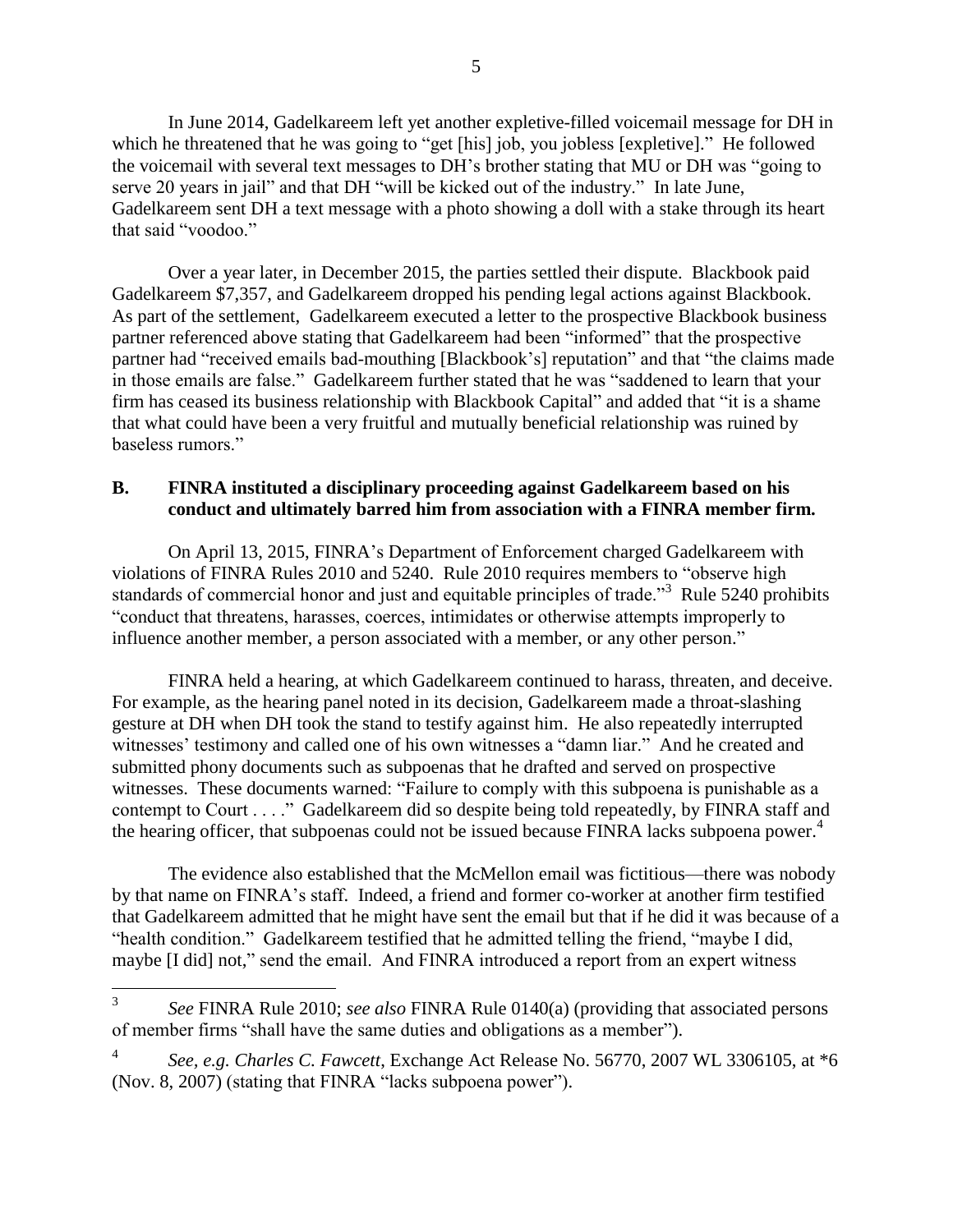In June 2014, Gadelkareem left yet another expletive-filled voicemail message for DH in which he threatened that he was going to "get [his] job, you jobless [expletive]." He followed the voicemail with several text messages to DH's brother stating that MU or DH was "going to serve 20 years in jail" and that DH "will be kicked out of the industry." In late June, Gadelkareem sent DH a text message with a photo showing a doll with a stake through its heart that said "voodoo."

Over a year later, in December 2015, the parties settled their dispute. Blackbook paid Gadelkareem $7,357, and Gadelkareem dropped his pending legal actions against Blackbook. As part of the settlement, Gadelkareem executed a letter to the prospective Blackbook business partner referenced above stating that Gadelkareem had been "informed" that the prospective partner had "received emails bad-mouthing [Blackbook's] reputation" and that "the claims made in those emails are false." Gadelkareem further stated that he was "saddened to learn that your firm has ceased its business relationship with Blackbook Capital" and added that "it is a shame that what could have been a very fruitful and mutually beneficial relationship was ruined by baseless rumors."

### B. FINRA instituted a disciplinary proceeding against Gadelkareem based on his conduct and ultimately barred him from association with a FINRA member firm.

On April 13, 2015, FINRA's Department of Enforcement charged Gadelkareem with violations of FINRA Rules 2010 and 5240. Rule 2010 requires members to "observe high standards of commercial honor and just and equitable principles of trade."[3] Rule 5240 prohibits "conduct that threatens, harasses, coerces, intimidates or otherwise attempts improperly to influence another member, a person associated with a member, or any other person."

FINRA held a hearing, at which Gadelkareem continued to harass, threaten, and deceive. For example, as the hearing panel noted in its decision, Gadelkareem made a throat-slashing gesture at DH when DH took the stand to testify against him. He also repeatedly interrupted witnesses' testimony and called one of his own witnesses a "damn liar." And he created and submitted phony documents such as subpoenas that he drafted and served on prospective witnesses. These documents warned: "Failure to comply with this subpoena is punishable as a contempt to Court . . . ." Gadelkareem did so despite being told repeatedly, by FINRA staff and the hearing officer, that subpoenas could not be issued because FINRA lacks subpoena power.[4]

The evidence also established that the McMellon email was fictitious—there was nobody by that name on FINRA's staff. Indeed, a friend and former co-worker at another firm testified that Gadelkareem admitted that he might have sent the email but that if he did it was because of a "health condition." Gadelkareem testified that he admitted telling the friend, "maybe I did, maybe [I did] not," send the email. And FINRA introduced a report from an expert witness

---

[3] *See* FINRA Rule 2010; *see also* FINRA Rule 0140(a) (providing that associated persons of member firms "shall have the same duties and obligations as a member").

[4] *See, e.g. Charles C. Fawcett*, Exchange Act Release No. 56770, 2007 WL 3306105, at *6 (Nov. 8, 2007) (stating that FINRA "lacks subpoena power").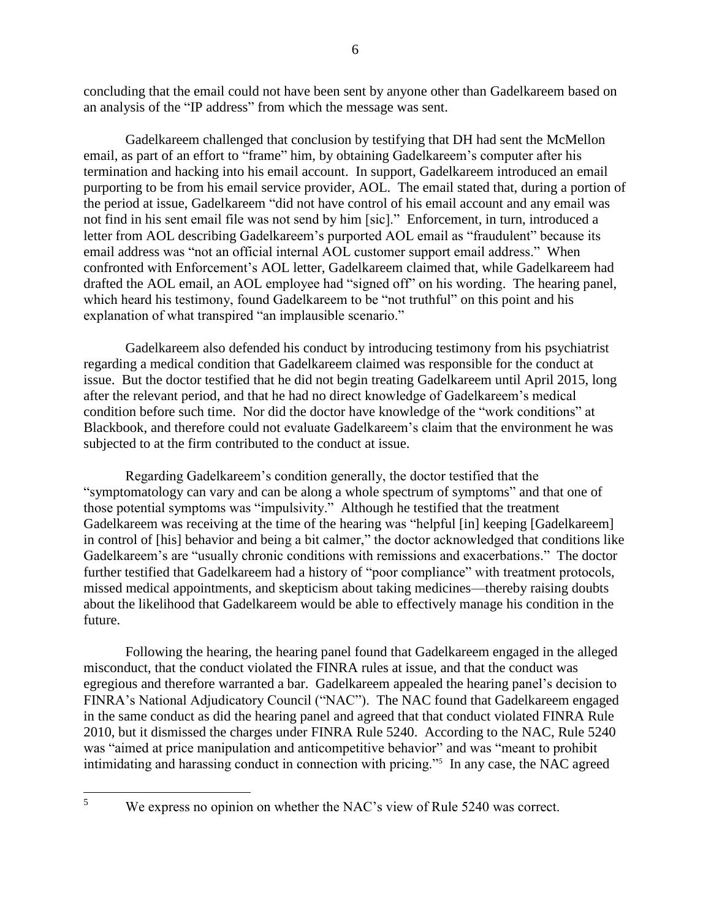concluding that the email could not have been sent by anyone other than Gadelkareem based on an analysis of the "IP address" from which the message was sent.

Gadelkareem challenged that conclusion by testifying that DH had sent the McMellon email, as part of an effort to "frame" him, by obtaining Gadelkareem's computer after his termination and hacking into his email account. In support, Gadelkareem introduced an email purporting to be from his email service provider, AOL. The email stated that, during a portion of the period at issue, Gadelkareem "did not have control of his email account and any email was not find in his sent email file was not send by him [sic]." Enforcement, in turn, introduced a letter from AOL describing Gadelkareem's purported AOL email as "fraudulent" because its email address was "not an official internal AOL customer support email address." When confronted with Enforcement's AOL letter, Gadelkareem claimed that, while Gadelkareem had drafted the AOL email, an AOL employee had "signed off" on his wording. The hearing panel, which heard his testimony, found Gadelkareem to be "not truthful" on this point and his explanation of what transpired "an implausible scenario."

Gadelkareem also defended his conduct by introducing testimony from his psychiatrist regarding a medical condition that Gadelkareem claimed was responsible for the conduct at issue. But the doctor testified that he did not begin treating Gadelkareem until April 2015, long after the relevant period, and that he had no direct knowledge of Gadelkareem's medical condition before such time. Nor did the doctor have knowledge of the "work conditions" at Blackbook, and therefore could not evaluate Gadelkareem's claim that the environment he was subjected to at the firm contributed to the conduct at issue.

Regarding Gadelkareem's condition generally, the doctor testified that the "symptomatology can vary and can be along a whole spectrum of symptoms" and that one of those potential symptoms was "impulsivity." Although he testified that the treatment Gadelkareem was receiving at the time of the hearing was "helpful [in] keeping [Gadelkareem] in control of [his] behavior and being a bit calmer," the doctor acknowledged that conditions like Gadelkareem's are "usually chronic conditions with remissions and exacerbations." The doctor further testified that Gadelkareem had a history of "poor compliance" with treatment protocols, missed medical appointments, and skepticism about taking medicines—thereby raising doubts about the likelihood that Gadelkareem would be able to effectively manage his condition in the future.

Following the hearing, the hearing panel found that Gadelkareem engaged in the alleged misconduct, that the conduct violated the FINRA rules at issue, and that the conduct was egregious and therefore warranted a bar. Gadelkareem appealed the hearing panel's decision to FINRA's National Adjudicatory Council ("NAC"). The NAC found that Gadelkareem engaged in the same conduct as did the hearing panel and agreed that that conduct violated FINRA Rule 2010, but it dismissed the charges under FINRA Rule 5240. According to the NAC, Rule 5240 was "aimed at price manipulation and anticompetitive behavior" and was "meant to prohibit intimidating and harassing conduct in connection with pricing."[5] In any case, the NAC agreed

---

[5] We express no opinion on whether the NAC's view of Rule 5240 was correct.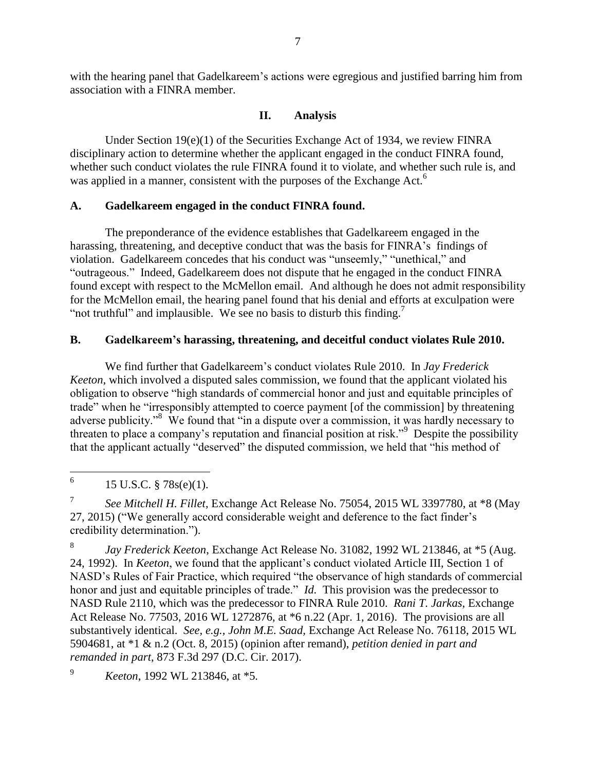with the hearing panel that Gadelkareem's actions were egregious and justified barring him from association with a FINRA member.

## II. Analysis

Under Section 19(e)(1) of the Securities Exchange Act of 1934, we review FINRA disciplinary action to determine whether the applicant engaged in the conduct FINRA found, whether such conduct violates the rule FINRA found it to violate, and whether such rule is, and was applied in a manner, consistent with the purposes of the Exchange Act.[6]

### A. Gadelkareem engaged in the conduct FINRA found.

The preponderance of the evidence establishes that Gadelkareem engaged in the harassing, threatening, and deceptive conduct that was the basis for FINRA's findings of violation. Gadelkareem concedes that his conduct was "unseemly," "unethical," and "outrageous." Indeed, Gadelkareem does not dispute that he engaged in the conduct FINRA found except with respect to the McMellon email. And although he does not admit responsibility for the McMellon email, the hearing panel found that his denial and efforts at exculpation were "not truthful" and implausible. We see no basis to disturb this finding.[7]

### B. Gadelkareem's harassing, threatening, and deceitful conduct violates Rule 2010.

We find further that Gadelkareem's conduct violates Rule 2010. In *Jay Frederick Keeton*, which involved a disputed sales commission, we found that the applicant violated his obligation to observe "high standards of commercial honor and just and equitable principles of trade" when he "irresponsibly attempted to coerce payment [of the commission] by threatening adverse publicity."[8] We found that "in a dispute over a commission, it was hardly necessary to threaten to place a company's reputation and financial position at risk."[9] Despite the possibility that the applicant actually "deserved" the disputed commission, we held that "his method of

---

[6] 15 U.S.C. § 78s(e)(1).

[7] *See Mitchell H. Fillet*, Exchange Act Release No. 75054, 2015 WL 3397780, at *8 (May 27, 2015) ("We generally accord considerable weight and deference to the fact finder's credibility determination.").

[8] *Jay Frederick Keeton*, Exchange Act Release No. 31082, 1992 WL 213846, at *5 (Aug. 24, 1992). In *Keeton*, we found that the applicant's conduct violated Article III, Section 1 of NASD's Rules of Fair Practice, which required "the observance of high standards of commercial honor and just and equitable principles of trade." *Id.* This provision was the predecessor to NASD Rule 2110, which was the predecessor to FINRA Rule 2010. *Rani T. Jarkas*, Exchange Act Release No. 77503, 2016 WL 1272876, at *6 n.22 (Apr. 1, 2016). The provisions are all substantively identical. *See, e.g., John M.E. Saad*, Exchange Act Release No. 76118, 2015 WL 5904681, at *1 & n.2 (Oct. 8, 2015) (opinion after remand), *petition denied in part and remanded in part*, 873 F.3d 297 (D.C. Cir. 2017).

[9] *Keeton*, 1992 WL 213846, at *5.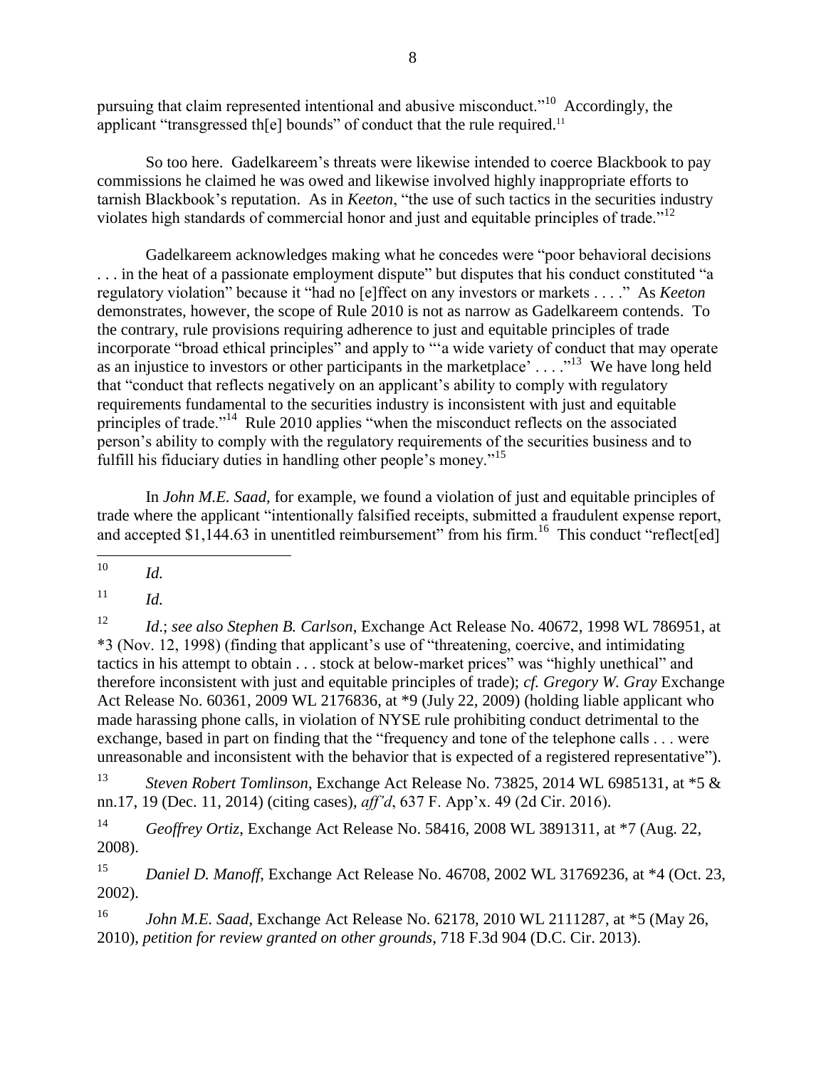pursuing that claim represented intentional and abusive misconduct."[10] Accordingly, the applicant "transgressed th[e] bounds" of conduct that the rule required.[11]

So too here. Gadelkareem's threats were likewise intended to coerce Blackbook to pay commissions he claimed he was owed and likewise involved highly inappropriate efforts to tarnish Blackbook's reputation. As in *Keeton*, "the use of such tactics in the securities industry violates high standards of commercial honor and just and equitable principles of trade."[12]

Gadelkareem acknowledges making what he concedes were "poor behavioral decisions . . . in the heat of a passionate employment dispute" but disputes that his conduct constituted "a regulatory violation" because it "had no [e]ffect on any investors or markets . . . ." As *Keeton* demonstrates, however, the scope of Rule 2010 is not as narrow as Gadelkareem contends. To the contrary, rule provisions requiring adherence to just and equitable principles of trade incorporate "broad ethical principles" and apply to "'a wide variety of conduct that may operate as an injustice to investors or other participants in the marketplace' . . . ."[13] We have long held that "conduct that reflects negatively on an applicant's ability to comply with regulatory requirements fundamental to the securities industry is inconsistent with just and equitable principles of trade."[14] Rule 2010 applies "when the misconduct reflects on the associated person's ability to comply with the regulatory requirements of the securities business and to fulfill his fiduciary duties in handling other people's money."[15]

In *John M.E. Saad*, for example, we found a violation of just and equitable principles of trade where the applicant "intentionally falsified receipts, submitted a fraudulent expense report, and accepted $1,144.63 in unentitled reimbursement" from his firm.[16] This conduct "reflect[ed]

---

[10] *Id.*

[11] *Id.*

[12] *Id.*; *see also Stephen B. Carlson*, Exchange Act Release No. 40672, 1998 WL 786951, at *3 (Nov. 12, 1998) (finding that applicant's use of "threatening, coercive, and intimidating tactics in his attempt to obtain . . . stock at below-market prices" was "highly unethical" and therefore inconsistent with just and equitable principles of trade); *cf. Gregory W. Gray* Exchange Act Release No. 60361, 2009 WL 2176836, at *9 (July 22, 2009) (holding liable applicant who made harassing phone calls, in violation of NYSE rule prohibiting conduct detrimental to the exchange, based in part on finding that the "frequency and tone of the telephone calls . . . were unreasonable and inconsistent with the behavior that is expected of a registered representative").

[13] *Steven Robert Tomlinson*, Exchange Act Release No. 73825, 2014 WL 6985131, at *5 & nn.17, 19 (Dec. 11, 2014) (citing cases), *aff'd*, 637 F. App'x. 49 (2d Cir. 2016).

[14] *Geoffrey Ortiz*, Exchange Act Release No. 58416, 2008 WL 3891311, at *7 (Aug. 22, 2008).

[15] *Daniel D. Manoff*, Exchange Act Release No. 46708, 2002 WL 31769236, at *4 (Oct. 23, 2002).

[16] *John M.E. Saad*, Exchange Act Release No. 62178, 2010 WL 2111287, at *5 (May 26, 2010), *petition for review granted on other grounds*, 718 F.3d 904 (D.C. Cir. 2013).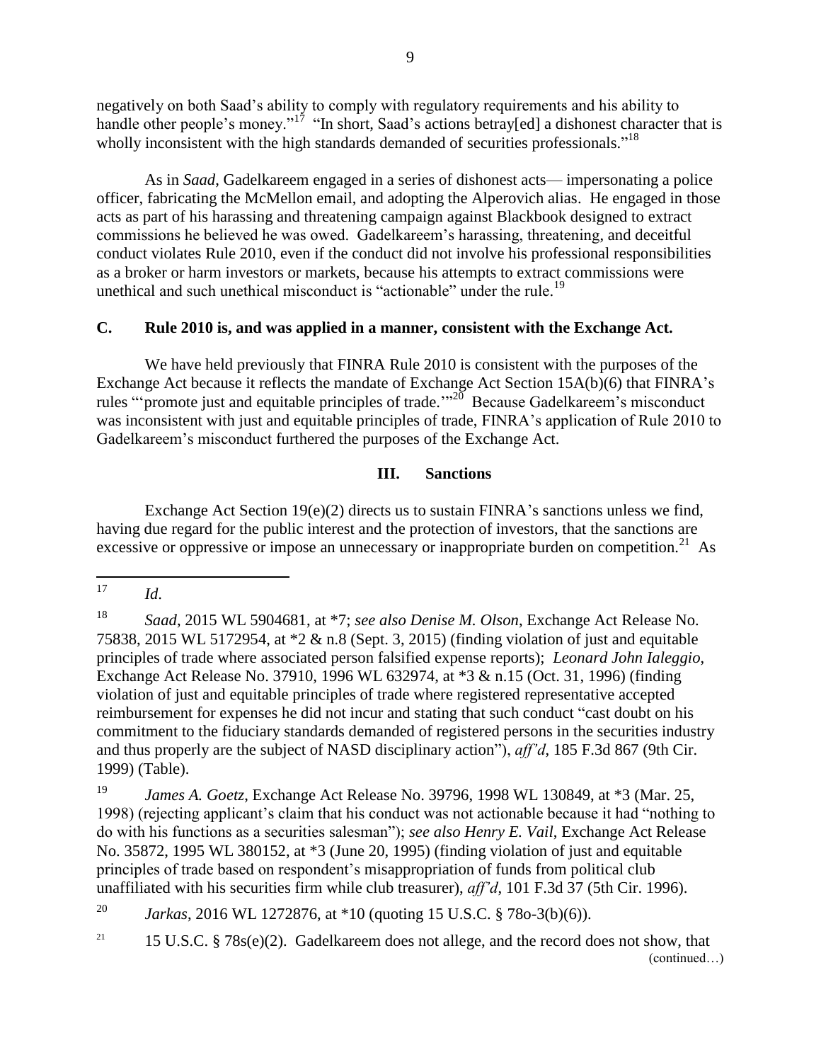negatively on both Saad's ability to comply with regulatory requirements and his ability to handle other people's money."[17] "In short, Saad's actions betray[ed] a dishonest character that is wholly inconsistent with the high standards demanded of securities professionals."[18]

As in *Saad*, Gadelkareem engaged in a series of dishonest acts— impersonating a police officer, fabricating the McMellon email, and adopting the Alperovich alias. He engaged in those acts as part of his harassing and threatening campaign against Blackbook designed to extract commissions he believed he was owed. Gadelkareem's harassing, threatening, and deceitful conduct violates Rule 2010, even if the conduct did not involve his professional responsibilities as a broker or harm investors or markets, because his attempts to extract commissions were unethical and such unethical misconduct is "actionable" under the rule.[19]

### C. Rule 2010 is, and was applied in a manner, consistent with the Exchange Act.

We have held previously that FINRA Rule 2010 is consistent with the purposes of the Exchange Act because it reflects the mandate of Exchange Act Section 15A(b)(6) that FINRA's rules "'promote just and equitable principles of trade.'"[20] Because Gadelkareem's misconduct was inconsistent with just and equitable principles of trade, FINRA's application of Rule 2010 to Gadelkareem's misconduct furthered the purposes of the Exchange Act.

## III. Sanctions

Exchange Act Section 19(e)(2) directs us to sustain FINRA's sanctions unless we find, having due regard for the public interest and the protection of investors, that the sanctions are excessive or oppressive or impose an unnecessary or inappropriate burden on competition.[21] As

---

[17] *Id.*

[18] *Saad*, 2015 WL 5904681, at *7; *see also Denise M. Olson*, Exchange Act Release No. 75838, 2015 WL 5172954, at *2 & n.8 (Sept. 3, 2015) (finding violation of just and equitable principles of trade where associated person falsified expense reports); *Leonard John Ialeggio*, Exchange Act Release No. 37910, 1996 WL 632974, at *3 & n.15 (Oct. 31, 1996) (finding violation of just and equitable principles of trade where registered representative accepted reimbursement for expenses he did not incur and stating that such conduct "cast doubt on his commitment to the fiduciary standards demanded of registered persons in the securities industry and thus properly are the subject of NASD disciplinary action"), *aff'd*, 185 F.3d 867 (9th Cir. 1999) (Table).

[19] *James A. Goetz*, Exchange Act Release No. 39796, 1998 WL 130849, at *3 (Mar. 25, 1998) (rejecting applicant's claim that his conduct was not actionable because it had "nothing to do with his functions as a securities salesman"); *see also Henry E. Vail*, Exchange Act Release No. 35872, 1995 WL 380152, at *3 (June 20, 1995) (finding violation of just and equitable principles of trade based on respondent's misappropriation of funds from political club unaffiliated with his securities firm while club treasurer), *aff'd*, 101 F.3d 37 (5th Cir. 1996).

[20] *Jarkas*, 2016 WL 1272876, at *10 (quoting 15 U.S.C. § 78o-3(b)(6)).

[21] 15 U.S.C. § 78s(e)(2). Gadelkareem does not allege, and the record does not show, that (continued…)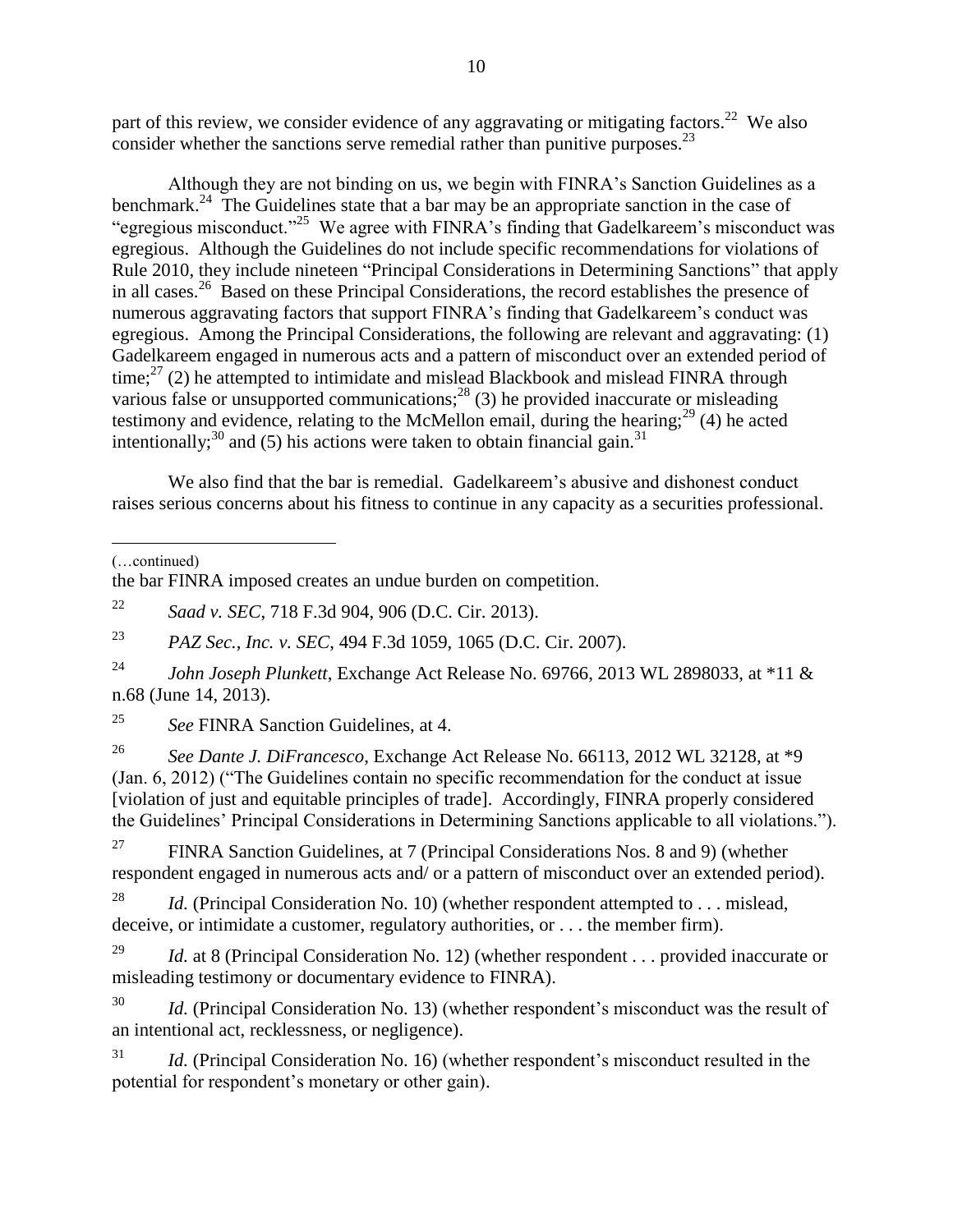part of this review, we consider evidence of any aggravating or mitigating factors.[22] We also consider whether the sanctions serve remedial rather than punitive purposes.[23]

Although they are not binding on us, we begin with FINRA's Sanction Guidelines as a benchmark.[24] The Guidelines state that a bar may be an appropriate sanction in the case of "egregious misconduct."[25] We agree with FINRA's finding that Gadelkareem's misconduct was egregious. Although the Guidelines do not include specific recommendations for violations of Rule 2010, they include nineteen "Principal Considerations in Determining Sanctions" that apply in all cases.[26] Based on these Principal Considerations, the record establishes the presence of numerous aggravating factors that support FINRA's finding that Gadelkareem's conduct was egregious. Among the Principal Considerations, the following are relevant and aggravating: (1) Gadelkareem engaged in numerous acts and a pattern of misconduct over an extended period of time;[27] (2) he attempted to intimidate and mislead Blackbook and mislead FINRA through various false or unsupported communications;[28] (3) he provided inaccurate or misleading testimony and evidence, relating to the McMellon email, during the hearing;[29] (4) he acted intentionally;[30] and (5) his actions were taken to obtain financial gain.[31]

We also find that the bar is remedial. Gadelkareem's abusive and dishonest conduct raises serious concerns about his fitness to continue in any capacity as a securities professional.

---

(…continued)

the bar FINRA imposed creates an undue burden on competition.

[22] *Saad v. SEC*, 718 F.3d 904, 906 (D.C. Cir. 2013).

[23] *PAZ Sec., Inc. v. SEC*, 494 F.3d 1059, 1065 (D.C. Cir. 2007).

[24] *John Joseph Plunkett*, Exchange Act Release No. 69766, 2013 WL 2898033, at *11 & n.68 (June 14, 2013).

[25] *See* FINRA Sanction Guidelines, at 4.

[26] *See Dante J. DiFrancesco*, Exchange Act Release No. 66113, 2012 WL 32128, at *9 (Jan. 6, 2012) ("The Guidelines contain no specific recommendation for the conduct at issue [violation of just and equitable principles of trade]. Accordingly, FINRA properly considered the Guidelines' Principal Considerations in Determining Sanctions applicable to all violations.").

[27] FINRA Sanction Guidelines, at 7 (Principal Considerations Nos. 8 and 9) (whether respondent engaged in numerous acts and/ or a pattern of misconduct over an extended period).

[28] *Id.* (Principal Consideration No. 10) (whether respondent attempted to . . . mislead, deceive, or intimidate a customer, regulatory authorities, or . . . the member firm).

[29] *Id.* at 8 (Principal Consideration No. 12) (whether respondent . . . provided inaccurate or misleading testimony or documentary evidence to FINRA).

[30] *Id.* (Principal Consideration No. 13) (whether respondent's misconduct was the result of an intentional act, recklessness, or negligence).

[31] *Id.* (Principal Consideration No. 16) (whether respondent's misconduct resulted in the potential for respondent's monetary or other gain).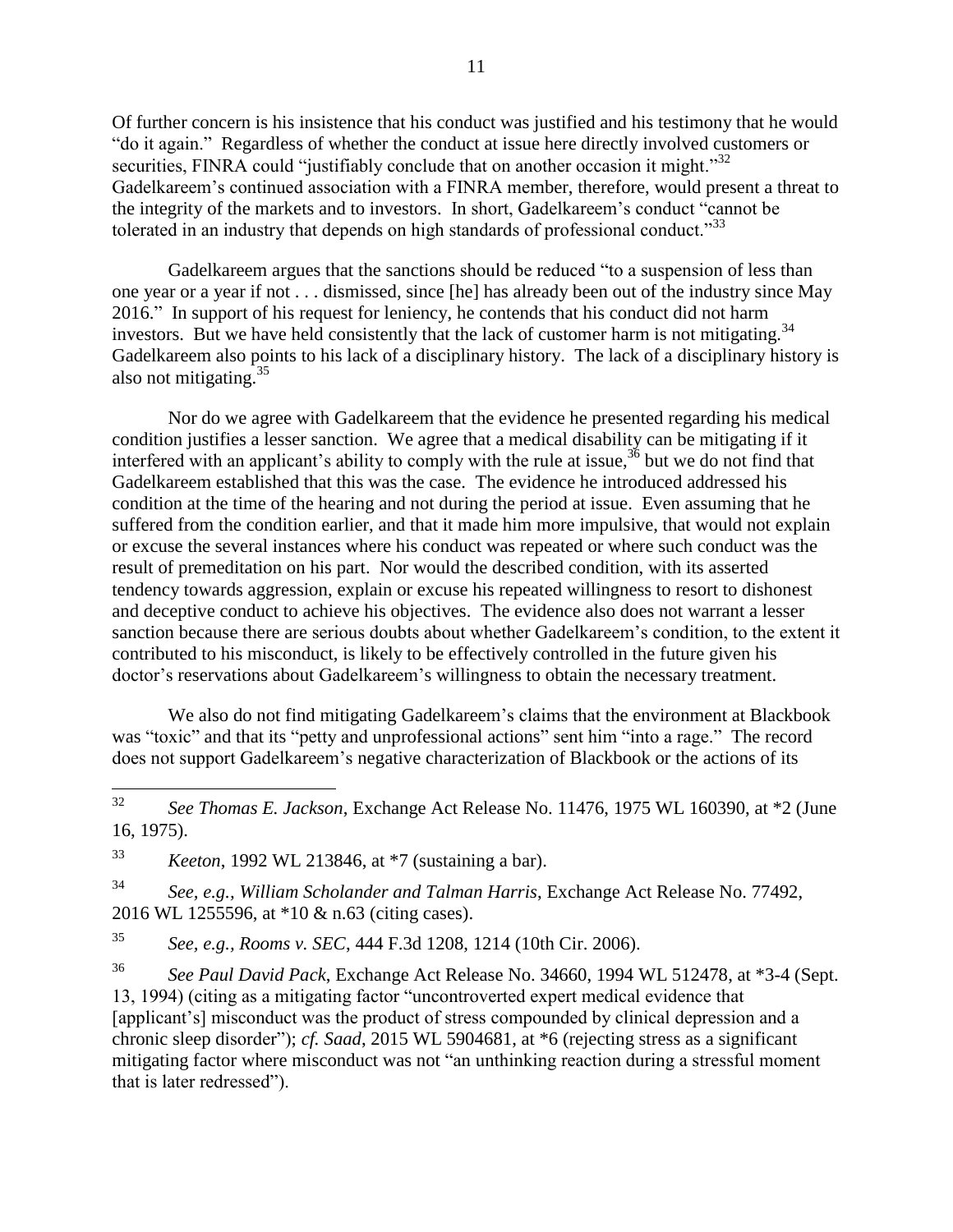Of further concern is his insistence that his conduct was justified and his testimony that he would "do it again." Regardless of whether the conduct at issue here directly involved customers or securities, FINRA could "justifiably conclude that on another occasion it might."[32] Gadelkareem's continued association with a FINRA member, therefore, would present a threat to the integrity of the markets and to investors. In short, Gadelkareem's conduct "cannot be tolerated in an industry that depends on high standards of professional conduct."[33]

Gadelkareem argues that the sanctions should be reduced "to a suspension of less than one year or a year if not . . . dismissed, since [he] has already been out of the industry since May 2016." In support of his request for leniency, he contends that his conduct did not harm investors. But we have held consistently that the lack of customer harm is not mitigating.[34] Gadelkareem also points to his lack of a disciplinary history. The lack of a disciplinary history is also not mitigating.[35]

Nor do we agree with Gadelkareem that the evidence he presented regarding his medical condition justifies a lesser sanction. We agree that a medical disability can be mitigating if it interfered with an applicant's ability to comply with the rule at issue,[36] but we do not find that Gadelkareem established that this was the case. The evidence he introduced addressed his condition at the time of the hearing and not during the period at issue. Even assuming that he suffered from the condition earlier, and that it made him more impulsive, that would not explain or excuse the several instances where his conduct was repeated or where such conduct was the result of premeditation on his part. Nor would the described condition, with its asserted tendency towards aggression, explain or excuse his repeated willingness to resort to dishonest and deceptive conduct to achieve his objectives. The evidence also does not warrant a lesser sanction because there are serious doubts about whether Gadelkareem's condition, to the extent it contributed to his misconduct, is likely to be effectively controlled in the future given his doctor's reservations about Gadelkareem's willingness to obtain the necessary treatment.

We also do not find mitigating Gadelkareem's claims that the environment at Blackbook was "toxic" and that its "petty and unprofessional actions" sent him "into a rage." The record does not support Gadelkareem's negative characterization of Blackbook or the actions of its

---

[32] *See Thomas E. Jackson*, Exchange Act Release No. 11476, 1975 WL 160390, at *2 (June 16, 1975).

[33] *Keeton*, 1992 WL 213846, at *7 (sustaining a bar).

[34] *See, e.g.*, *William Scholander and Talman Harris*, Exchange Act Release No. 77492, 2016 WL 1255596, at *10 & n.63 (citing cases).

[35] *See, e.g.*, *Rooms v. SEC*, 444 F.3d 1208, 1214 (10th Cir. 2006).

[36] *See Paul David Pack*, Exchange Act Release No. 34660, 1994 WL 512478, at *3-4 (Sept. 13, 1994) (citing as a mitigating factor "uncontroverted expert medical evidence that [applicant's] misconduct was the product of stress compounded by clinical depression and a chronic sleep disorder"); *cf. Saad*, 2015 WL 5904681, at *6 (rejecting stress as a significant mitigating factor where misconduct was not "an unthinking reaction during a stressful moment that is later redressed").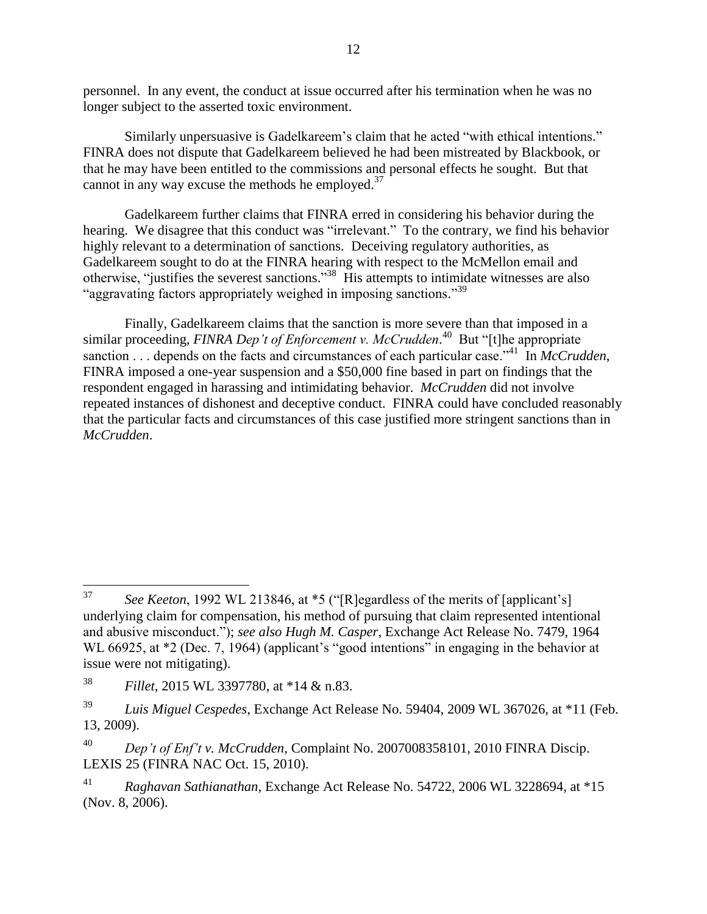personnel. In any event, the conduct at issue occurred after his termination when he was no longer subject to the asserted toxic environment.

Similarly unpersuasive is Gadelkareem's claim that he acted "with ethical intentions." FINRA does not dispute that Gadelkareem believed he had been mistreated by Blackbook, or that he may have been entitled to the commissions and personal effects he sought. But that cannot in any way excuse the methods he employed.[37]

Gadelkareem further claims that FINRA erred in considering his behavior during the hearing. We disagree that this conduct was "irrelevant." To the contrary, we find his behavior highly relevant to a determination of sanctions. Deceiving regulatory authorities, as Gadelkareem sought to do at the FINRA hearing with respect to the McMellon email and otherwise, "justifies the severest sanctions."[38] His attempts to intimidate witnesses are also "aggravating factors appropriately weighed in imposing sanctions."[39]

Finally, Gadelkareem claims that the sanction is more severe than that imposed in a similar proceeding, *FINRA Dep't of Enforcement v. McCrudden*.[40] But "[t]he appropriate sanction . . . depends on the facts and circumstances of each particular case."[41] In *McCrudden*, FINRA imposed a one-year suspension and a $50,000 fine based in part on findings that the respondent engaged in harassing and intimidating behavior. *McCrudden* did not involve repeated instances of dishonest and deceptive conduct. FINRA could have concluded reasonably that the particular facts and circumstances of this case justified more stringent sanctions than in *McCrudden*.

---

[37] *See Keeton*, 1992 WL 213846, at *5 ("[R]egardless of the merits of [applicant's] underlying claim for compensation, his method of pursuing that claim represented intentional and abusive misconduct."); *see also Hugh M. Casper*, Exchange Act Release No. 7479, 1964 WL 66925, at *2 (Dec. 7, 1964) (applicant's "good intentions" in engaging in the behavior at issue were not mitigating).

[38] *Fillet*, 2015 WL 3397780, at *14 & n.83.

[39] *Luis Miguel Cespedes*, Exchange Act Release No. 59404, 2009 WL 367026, at *11 (Feb. 13, 2009).

[40] *Dep't of Enf't v. McCrudden*, Complaint No. 2007008358101, 2010 FINRA Discip. LEXIS 25 (FINRA NAC Oct. 15, 2010).

[41] *Raghavan Sathianathan*, Exchange Act Release No. 54722, 2006 WL 3228694, at *15 (Nov. 8, 2006).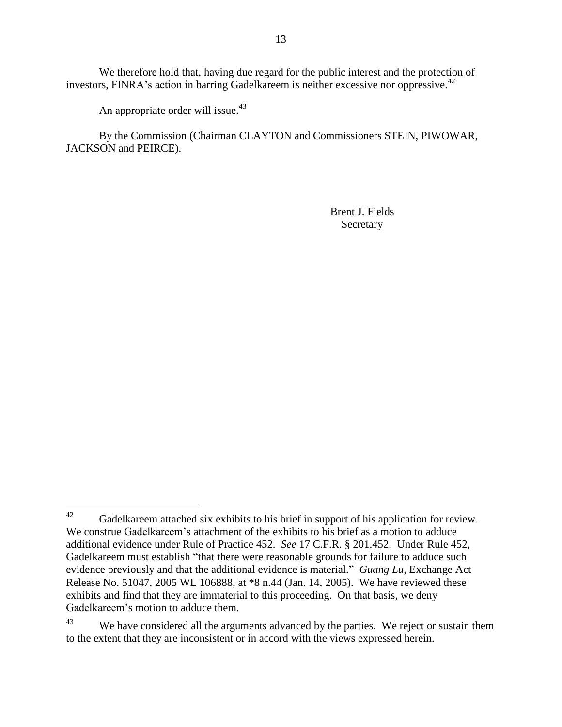We therefore hold that, having due regard for the public interest and the protection of investors, FINRA's action in barring Gadelkareem is neither excessive nor oppressive.[42]

An appropriate order will issue.[43]

By the Commission (Chairman CLAYTON and Commissioners STEIN, PIWOWAR, JACKSON and PEIRCE).

Brent J. Fields
Secretary

---

[42] Gadelkareem attached six exhibits to his brief in support of his application for review. We construe Gadelkareem's attachment of the exhibits to his brief as a motion to adduce additional evidence under Rule of Practice 452. *See* 17 C.F.R. § 201.452. Under Rule 452, Gadelkareem must establish "that there were reasonable grounds for failure to adduce such evidence previously and that the additional evidence is material." *Guang Lu*, Exchange Act Release No. 51047, 2005 WL 106888, at *8 n.44 (Jan. 14, 2005). We have reviewed these exhibits and find that they are immaterial to this proceeding. On that basis, we deny Gadelkareem's motion to adduce them.

[43] We have considered all the arguments advanced by the parties. We reject or sustain them to the extent that they are inconsistent or in accord with the views expressed herein.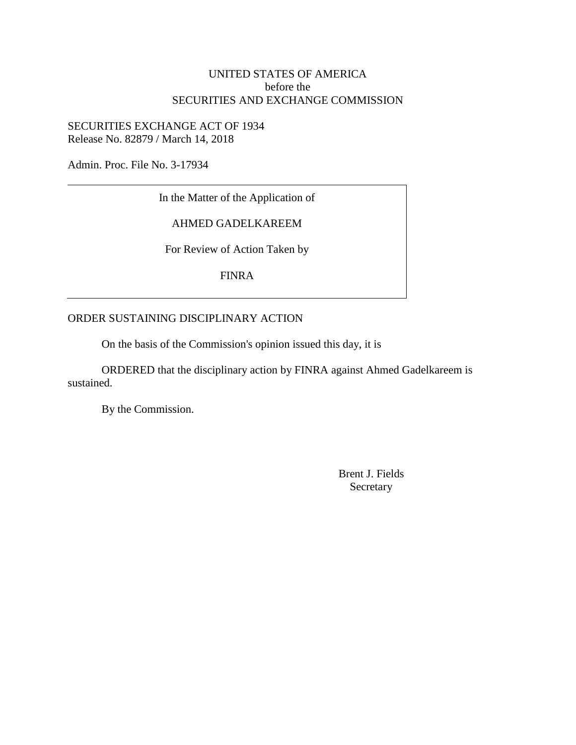UNITED STATES OF AMERICA
before the
SECURITIES AND EXCHANGE COMMISSION

SECURITIES EXCHANGE ACT OF 1934
Release No. 82879 / March 14, 2018

Admin. Proc. File No. 3-17934

In the Matter of the Application of

AHMED GADELKAREEM

For Review of Action Taken by

FINRA

ORDER SUSTAINING DISCIPLINARY ACTION

On the basis of the Commission's opinion issued this day, it is

ORDERED that the disciplinary action by FINRA against Ahmed Gadelkareem is sustained.

By the Commission.

Brent J. Fields
Secretary